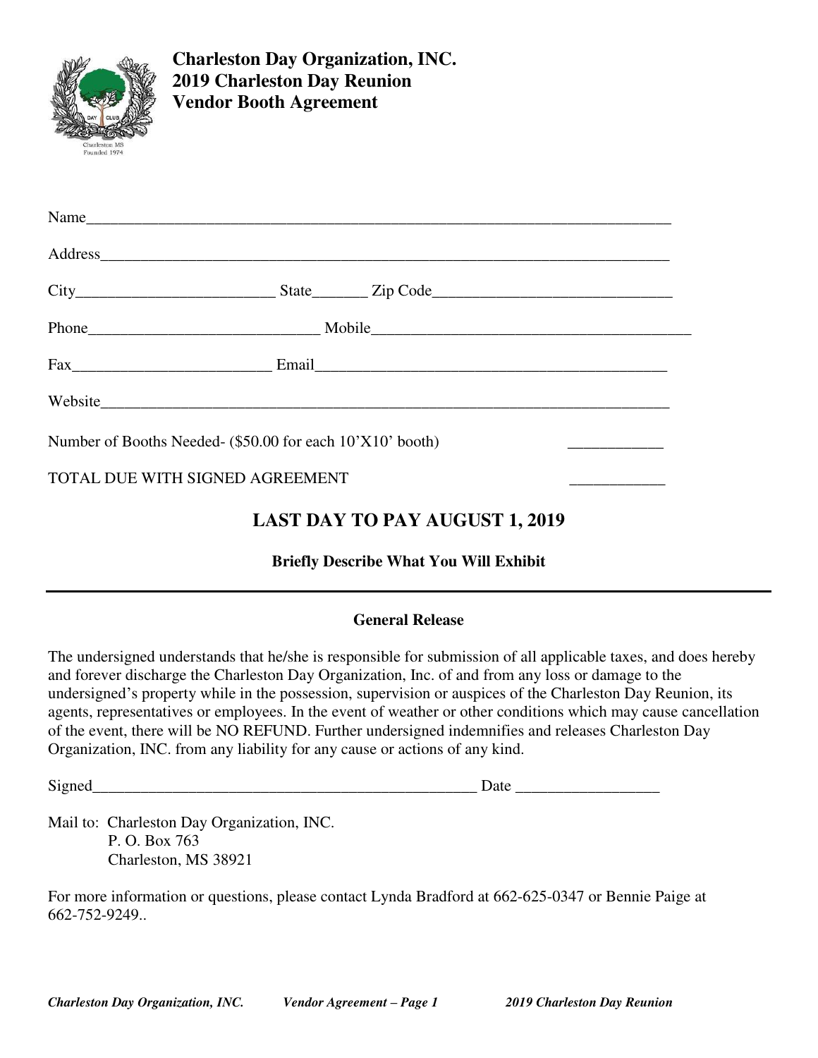# Charleston Day Organization, INC.
## 2019 Charleston Day Reunion
## Vendor Booth Agreement

Name_____________________________________________________________________________

Address___________________________________________________________________________

City__________________________ State_______ Zip Code_______________________________

Phone______________________________ Mobile__________________________________________

Fax_________________________ Email______________________________________________

Website___________________________________________________________________________

Number of Booths Needed- ($50.00 for each 10'X10' booth) ____________

TOTAL DUE WITH SIGNED AGREEMENT ____________

## LAST DAY TO PAY AUGUST 1, 2019

**Briefly Describe What You Will Exhibit**

---

**General Release**

The undersigned understands that he/she is responsible for submission of all applicable taxes, and does hereby and forever discharge the Charleston Day Organization, Inc. of and from any loss or damage to the undersigned's property while in the possession, supervision or auspices of the Charleston Day Reunion, its agents, representatives or employees. In the event of weather or other conditions which may cause cancellation of the event, there will be NO REFUND. Further undersigned indemnifies and releases Charleston Day Organization, INC. from any liability for any cause or actions of any kind.

Signed__________________________________________________ Date __________________

Mail to: Charleston Day Organization, INC.
P. O. Box 763
Charleston, MS 38921

For more information or questions, please contact Lynda Bradford at 662-625-0347 or Bennie Paige at 662-752-9249..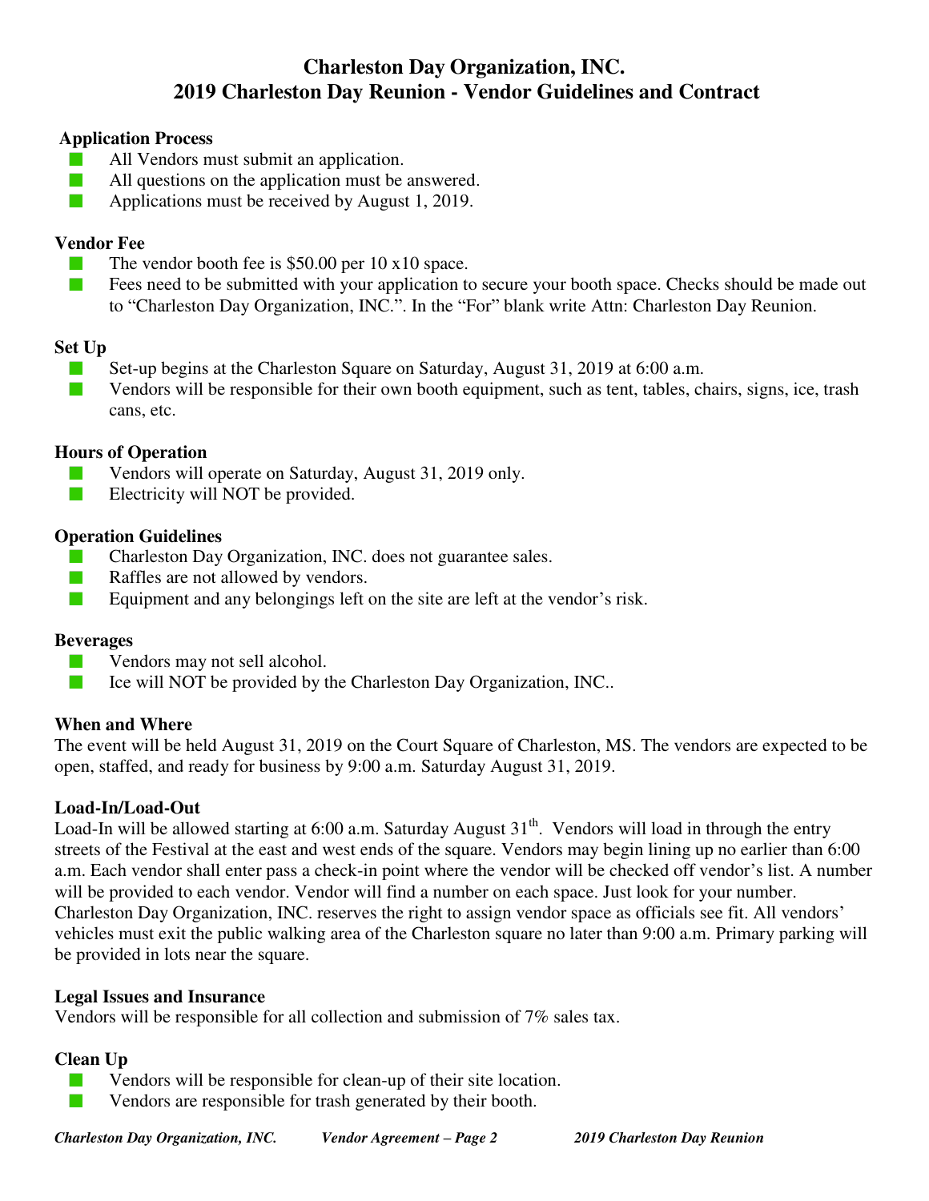# Charleston Day Organization, INC.
# 2019 Charleston Day Reunion - Vendor Guidelines and Contract

### Application Process

- All Vendors must submit an application.
- All questions on the application must be answered.
- Applications must be received by August 1, 2019.

### Vendor Fee

- The vendor booth fee is $50.00 per 10 x10 space.
- Fees need to be submitted with your application to secure your booth space. Checks should be made out to "Charleston Day Organization, INC.". In the "For" blank write Attn: Charleston Day Reunion.

### Set Up

- Set-up begins at the Charleston Square on Saturday, August 31, 2019 at 6:00 a.m.
- Vendors will be responsible for their own booth equipment, such as tent, tables, chairs, signs, ice, trash cans, etc.

### Hours of Operation

- Vendors will operate on Saturday, August 31, 2019 only.
- Electricity will NOT be provided.

### Operation Guidelines

- Charleston Day Organization, INC. does not guarantee sales.
- Raffles are not allowed by vendors.
- Equipment and any belongings left on the site are left at the vendor's risk.

### Beverages

- Vendors may not sell alcohol.
- Ice will NOT be provided by the Charleston Day Organization, INC..

### When and Where

The event will be held August 31, 2019 on the Court Square of Charleston, MS. The vendors are expected to be open, staffed, and ready for business by 9:00 a.m. Saturday August 31, 2019.

### Load-In/Load-Out

Load-In will be allowed starting at 6:00 a.m. Saturday August 31th. Vendors will load in through the entry streets of the Festival at the east and west ends of the square. Vendors may begin lining up no earlier than 6:00 a.m. Each vendor shall enter pass a check-in point where the vendor will be checked off vendor's list. A number will be provided to each vendor. Vendor will find a number on each space. Just look for your number. Charleston Day Organization, INC. reserves the right to assign vendor space as officials see fit. All vendors' vehicles must exit the public walking area of the Charleston square no later than 9:00 a.m. Primary parking will be provided in lots near the square.

### Legal Issues and Insurance

Vendors will be responsible for all collection and submission of 7% sales tax.

### Clean Up

- Vendors will be responsible for clean-up of their site location.
- Vendors are responsible for trash generated by their booth.